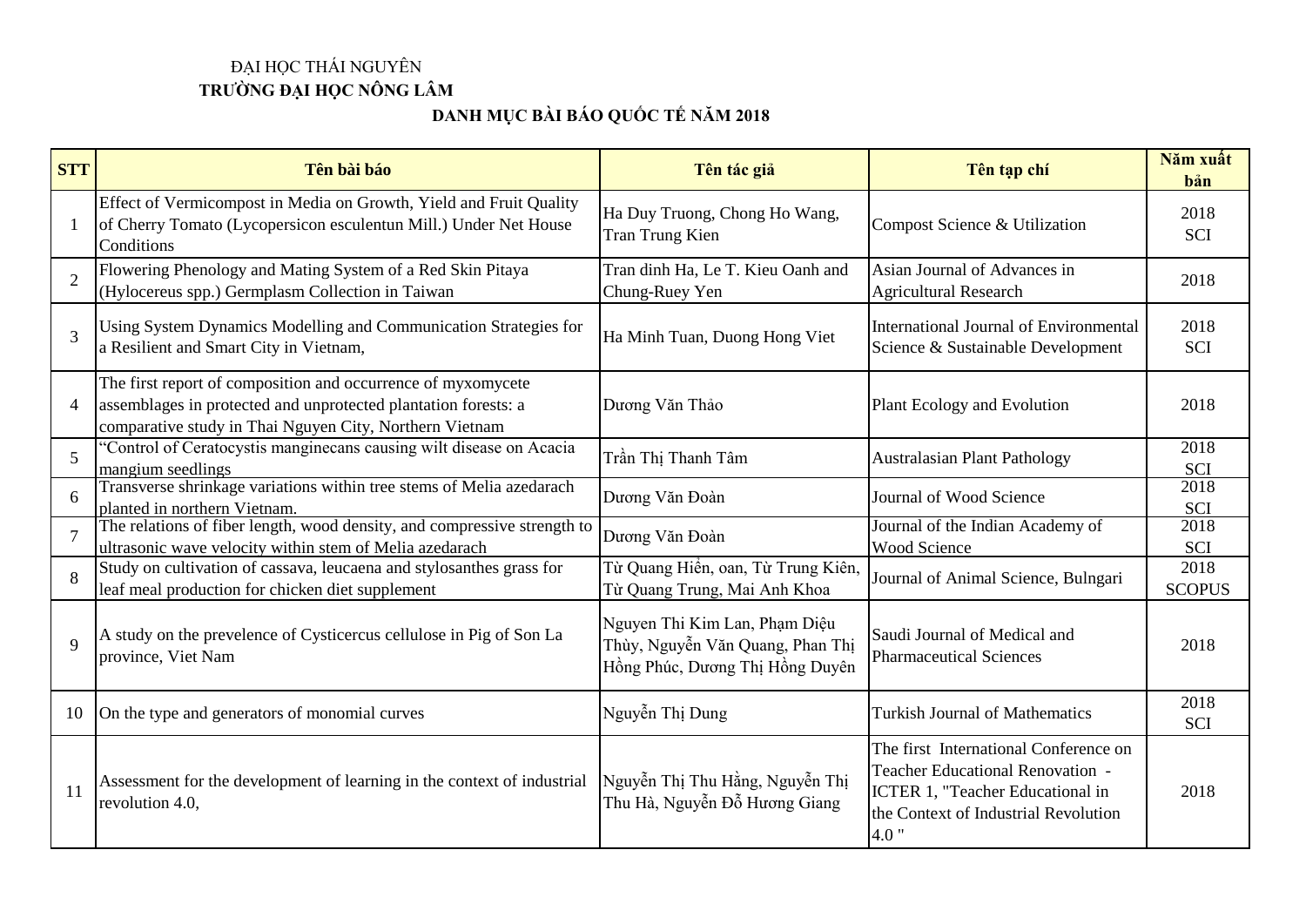ĐẠI HỌC THÁI NGUYÊN

**TRƯỜNG ĐẠI HỌC NÔNG LÂM**

**DANH MỤC BÀI BÁO QUỐC TẾ NĂM 2018**

| STT | Tên bài báo | Tên tác giả | Tên tạp chí | Năm xuất bản |
|---|---|---|---|---|
| 1 | Effect of Vermicompost in Media on Growth, Yield and Fruit Quality of Cherry Tomato (Lycopersicon esculentun Mill.) Under Net House Conditions | Ha Duy Truong, Chong Ho Wang, Tran Trung Kien | Compost Science & Utilization | 2018 SCI |
| 2 | Flowering Phenology and Mating System of a Red Skin Pitaya (Hylocereus spp.) Germplasm Collection in Taiwan | Tran dinh Ha, Le T. Kieu Oanh and Chung-Ruey Yen | Asian Journal of Advances in Agricultural Research | 2018 |
| 3 | Using System Dynamics Modelling and Communication Strategies for a Resilient and Smart City in Vietnam, | Ha Minh Tuan, Duong Hong Viet | International Journal of Environmental Science & Sustainable Development | 2018 SCI |
| 4 | The first report of composition and occurrence of myxomycete assemblages in protected and unprotected plantation forests: a comparative study in Thai Nguyen City, Northern Vietnam | Dương Văn Thảo | Plant Ecology and Evolution | 2018 |
| 5 | "Control of Ceratocystis manginecans causing wilt disease on Acacia mangium seedlings | Trần Thị Thanh Tâm | Australasian Plant Pathology | 2018 SCI |
| 6 | Transverse shrinkage variations within tree stems of Melia azedarach planted in northern Vietnam. | Dương Văn Đoàn | Journal of Wood Science | 2018 SCI |
| 7 | The relations of fiber length, wood density, and compressive strength to ultrasonic wave velocity within stem of Melia azedarach | Dương Văn Đoàn | Journal of the Indian Academy of Wood Science | 2018 SCI |
| 8 | Study on cultivation of cassava, leucaena and stylosanthes grass for leaf meal production for chicken diet supplement | Từ Quang Hiển, oan, Từ Trung Kiên, Từ Quang Trung, Mai Anh Khoa | Journal of Animal Science, Bulngari | 2018 SCOPUS |
| 9 | A study on the prevelence of Cysticercus cellulose in Pig of Son La province, Viet Nam | Nguyen Thi Kim Lan, Phạm Diệu Thùy, Nguyễn Văn Quang, Phan Thị Hồng Phúc, Dương Thị Hồng Duyên | Saudi Journal of Medical and Pharmaceutical Sciences | 2018 |
| 10 | On the type and generators of monomial curves | Nguyễn Thị Dung | Turkish Journal of Mathematics | 2018 SCI |
| 11 | Assessment for the development of learning in the context of industrial revolution 4.0, | Nguyễn Thị Thu Hằng, Nguyễn Thị Thu Hà, Nguyễn Đỗ Hương Giang | The first International Conference on Teacher Educational Renovation - ICTER 1, "Teacher Educational in the Context of Industrial Revolution 4.0 " | 2018 |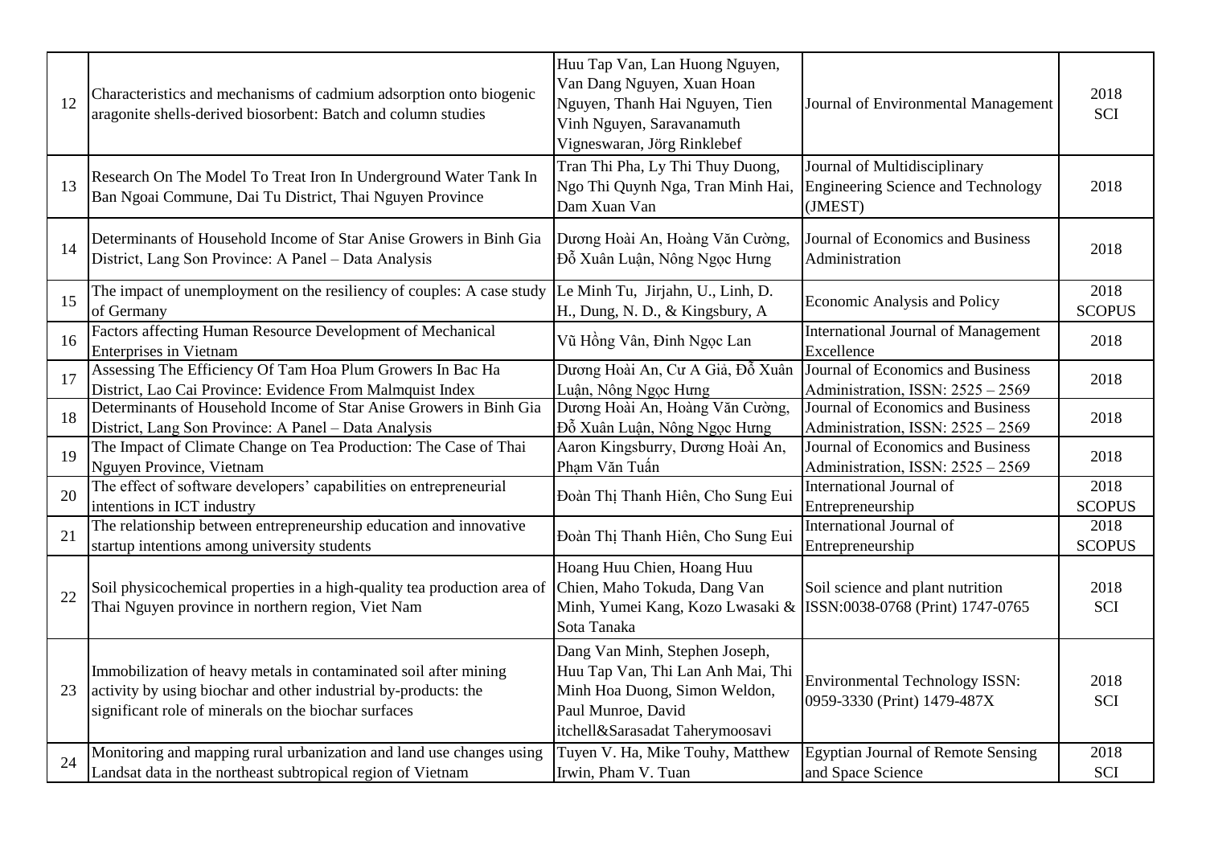| | | | | |
|---|---|---|---|---|
| 12 | Characteristics and mechanisms of cadmium adsorption onto biogenic aragonite shells-derived biosorbent: Batch and column studies | Huu Tap Van, Lan Huong Nguyen, Van Dang Nguyen, Xuan Hoan Nguyen, Thanh Hai Nguyen, Tien Vinh Nguyen, Saravanamuth Vigneswaran, Jörg Rinklebef | Journal of Environmental Management | 2018 SCI |
| 13 | Research On The Model To Treat Iron In Underground Water Tank In Ban Ngoai Commune, Dai Tu District, Thai Nguyen Province | Tran Thi Pha, Ly Thi Thuy Duong, Ngo Thi Quynh Nga, Tran Minh Hai, Dam Xuan Van | Journal of Multidisciplinary Engineering Science and Technology (JMEST) | 2018 |
| 14 | Determinants of Household Income of Star Anise Growers in Binh Gia District, Lang Son Province: A Panel – Data Analysis | Dương Hoài An, Hoàng Văn Cường, Đỗ Xuân Luận, Nông Ngọc Hưng | Journal of Economics and Business Administration | 2018 |
| 15 | The impact of unemployment on the resiliency of couples: A case study of Germany | Le Minh Tu, Jirjahn, U., Linh, D. H., Dung, N. D., & Kingsbury, A | Economic Analysis and Policy | 2018 SCOPUS |
| 16 | Factors affecting Human Resource Development of Mechanical Enterprises in Vietnam | Vũ Hồng Vân, Đinh Ngọc Lan | International Journal of Management Excellence | 2018 |
| 17 | Assessing The Efficiency Of Tam Hoa Plum Growers In Bac Ha District, Lao Cai Province: Evidence From Malmquist Index | Dương Hoài An, Cư A Giả, Đỗ Xuân Luận, Nông Ngọc Hưng | Journal of Economics and Business Administration, ISSN: 2525 – 2569 | 2018 |
| 18 | Determinants of Household Income of Star Anise Growers in Binh Gia District, Lang Son Province: A Panel – Data Analysis | Dương Hoài An, Hoàng Văn Cường, Đỗ Xuân Luận, Nông Ngọc Hưng | Journal of Economics and Business Administration, ISSN: 2525 – 2569 | 2018 |
| 19 | The Impact of Climate Change on Tea Production: The Case of Thai Nguyen Province, Vietnam | Aaron Kingsburry, Dương Hoài An, Phạm Văn Tuấn | Journal of Economics and Business Administration, ISSN: 2525 – 2569 | 2018 |
| 20 | The effect of software developers' capabilities on entrepreneurial intentions in ICT industry | Đoàn Thị Thanh Hiên, Cho Sung Eui | International Journal of Entrepreneurship | 2018 SCOPUS |
| 21 | The relationship between entrepreneurship education and innovative startup intentions among university students | Đoàn Thị Thanh Hiên, Cho Sung Eui | International Journal of Entrepreneurship | 2018 SCOPUS |
| 22 | Soil physicochemical properties in a high-quality tea production area of Thai Nguyen province in northern region, Viet Nam | Hoang Huu Chien, Hoang Huu Chien, Maho Tokuda, Dang Van Minh, Yumei Kang, Kozo Lwasaki & Sota Tanaka | Soil science and plant nutrition ISSN:0038-0768 (Print) 1747-0765 | 2018 SCI |
| 23 | Immobilization of heavy metals in contaminated soil after mining activity by using biochar and other industrial by-products: the significant role of minerals on the biochar surfaces | Dang Van Minh, Stephen Joseph, Huu Tap Van, Thi Lan Anh Mai, Thi Minh Hoa Duong, Simon Weldon, Paul Munroe, David itchell&Sarasadat Taherymoosavi | Environmental Technology ISSN: 0959-3330 (Print) 1479-487X | 2018 SCI |
| 24 | Monitoring and mapping rural urbanization and land use changes using Landsat data in the northeast subtropical region of Vietnam | Tuyen V. Ha, Mike Touhy, Matthew Irwin, Pham V. Tuan | Egyptian Journal of Remote Sensing and Space Science | 2018 SCI |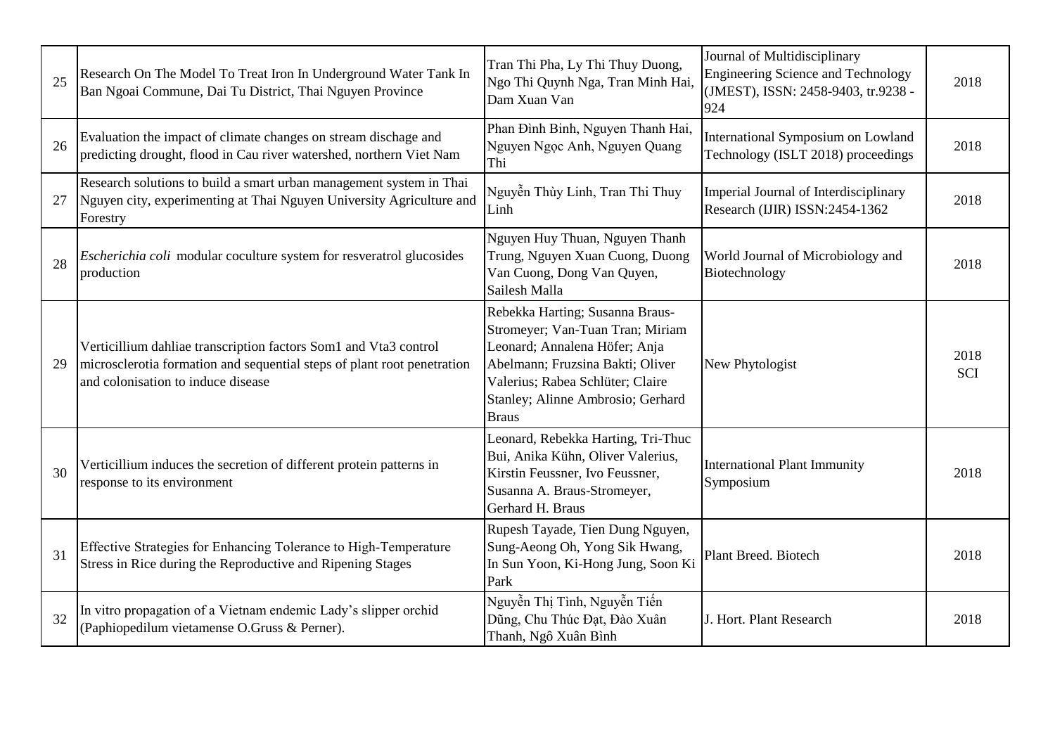| 25 | Research On The Model To Treat Iron In Underground Water Tank In Ban Ngoai Commune, Dai Tu District, Thai Nguyen Province | Tran Thi Pha, Ly Thi Thuy Duong, Ngo Thi Quynh Nga, Tran Minh Hai, Dam Xuan Van | Journal of Multidisciplinary Engineering Science and Technology (JMEST), ISSN: 2458-9403, tr.9238 - 924 | 2018 |
|---|---|---|---|---|
| 26 | Evaluation the impact of climate changes on stream dischage and predicting drought, flood in Cau river watershed, northern Viet Nam | Phan Đình Binh, Nguyen Thanh Hai, Nguyen Ngọc Anh, Nguyen Quang Thi | International Symposium on Lowland Technology (ISLT 2018) proceedings | 2018 |
| 27 | Research solutions to build a smart urban management system in Thai Nguyen city, experimenting at Thai Nguyen University Agriculture and Forestry | Nguyễn Thùy Linh, Tran Thi Thuy Linh | Imperial Journal of Interdisciplinary Research (IJIR) ISSN:2454-1362 | 2018 |
| 28 | *Escherichia coli* modular coculture system for resveratrol glucosides production | Nguyen Huy Thuan, Nguyen Thanh Trung, Nguyen Xuan Cuong, Duong Van Cuong, Dong Van Quyen, Sailesh Malla | World Journal of Microbiology and Biotechnology | 2018 |
| 29 | Verticillium dahliae transcription factors Som1 and Vta3 control microsclerotia formation and sequential steps of plant root penetration and colonisation to induce disease | Rebekka Harting; Susanna Braus-Stromeyer; Van-Tuan Tran; Miriam Leonard; Annalena Höfer; Anja Abelmann; Fruzsina Bakti; Oliver Valerius; Rabea Schlüter; Claire Stanley; Alinne Ambrosio; Gerhard Braus | New Phytologist | 2018 SCI |
| 30 | Verticillium induces the secretion of different protein patterns in response to its environment | Leonard, Rebekka Harting, Tri-Thuc Bui, Anika Kühn, Oliver Valerius, Kirstin Feussner, Ivo Feussner, Susanna A. Braus-Stromeyer, Gerhard H. Braus | International Plant Immunity Symposium | 2018 |
| 31 | Effective Strategies for Enhancing Tolerance to High-Temperature Stress in Rice during the Reproductive and Ripening Stages | Rupesh Tayade, Tien Dung Nguyen, Sung-Aeong Oh, Yong Sik Hwang, In Sun Yoon, Ki-Hong Jung, Soon Ki Park | Plant Breed. Biotech | 2018 |
| 32 | In vitro propagation of a Vietnam endemic Lady's slipper orchid (Paphiopedilum vietamense O.Gruss & Perner). | Nguyễn Thị Tình, Nguyễn Tiến Dũng, Chu Thúc Đạt, Đào Xuân Thanh, Ngô Xuân Bình | J. Hort. Plant Research | 2018 |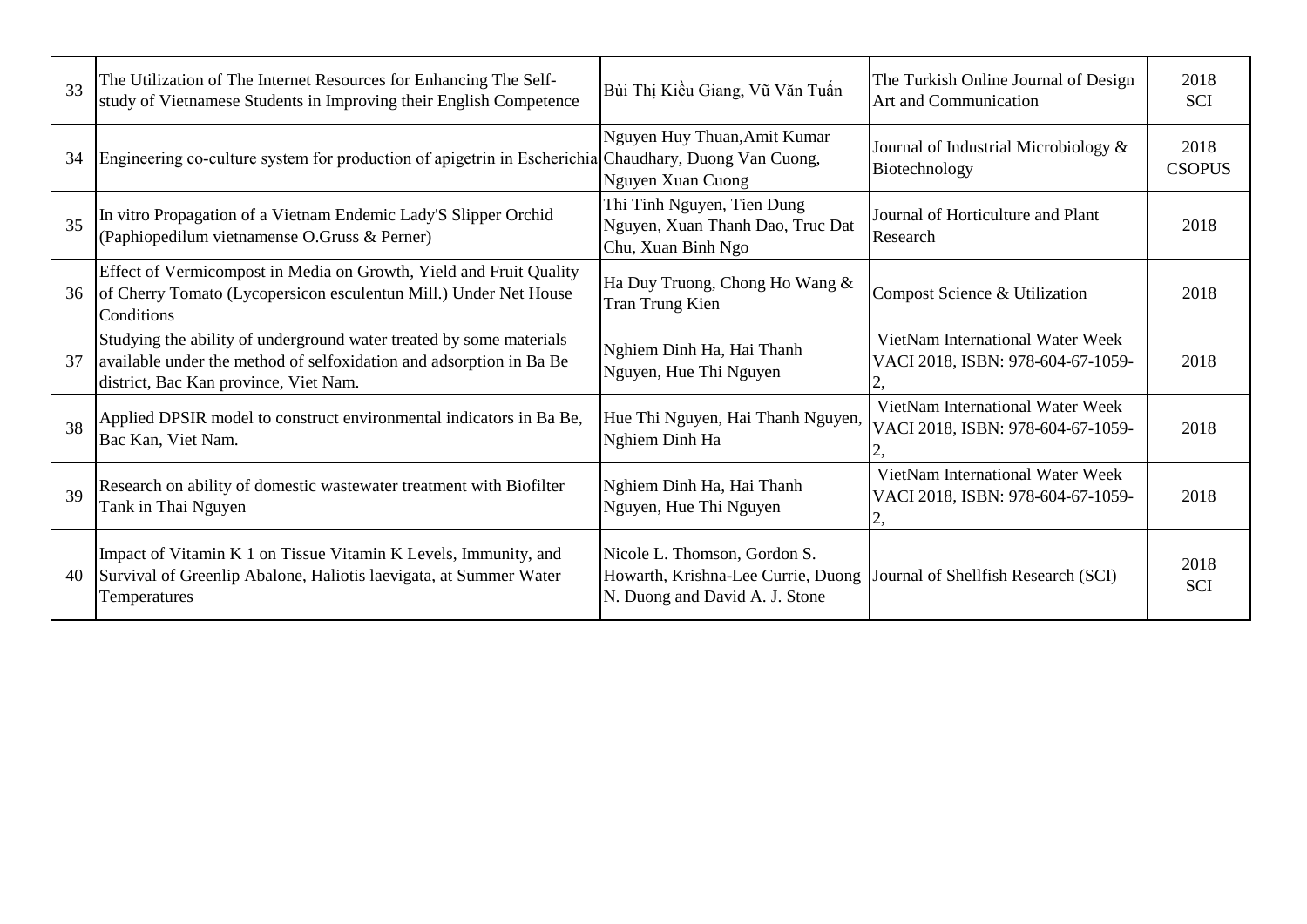| | | | | |
|---|---|---|---|---|
| 33 | The Utilization of The Internet Resources for Enhancing The Self-study of Vietnamese Students in Improving their English Competence | Bùi Thị Kiều Giang, Vũ Văn Tuấn | The Turkish Online Journal of Design Art and Communication | 2018 SCI |
| 34 | Engineering co-culture system for production of apigetrin in Escherichia | Nguyen Huy Thuan,Amit Kumar Chaudhary, Duong Van Cuong, Nguyen Xuan Cuong | Journal of Industrial Microbiology & Biotechnology | 2018 CSOPUS |
| 35 | In vitro Propagation of a Vietnam Endemic Lady'S Slipper Orchid (Paphiopedilum vietnamense O.Gruss & Perner) | Thi Tinh Nguyen, Tien Dung Nguyen, Xuan Thanh Dao, Truc Dat Chu, Xuan Binh Ngo | Journal of Horticulture and Plant Research | 2018 |
| 36 | Effect of Vermicompost in Media on Growth, Yield and Fruit Quality of Cherry Tomato (Lycopersicon esculentun Mill.) Under Net House Conditions | Ha Duy Truong, Chong Ho Wang & Tran Trung Kien | Compost Science & Utilization | 2018 |
| 37 | Studying the ability of underground water treated by some materials available under the method of selfoxidation and adsorption in Ba Be district, Bac Kan province, Viet Nam. | Nghiem Dinh Ha, Hai Thanh Nguyen, Hue Thi Nguyen | VietNam International Water Week VACI 2018, ISBN: 978-604-67-1059-2, | 2018 |
| 38 | Applied DPSIR model to construct environmental indicators in Ba Be, Bac Kan, Viet Nam. | Hue Thi Nguyen, Hai Thanh Nguyen, Nghiem Dinh Ha | VietNam International Water Week VACI 2018, ISBN: 978-604-67-1059-2, | 2018 |
| 39 | Research on ability of domestic wastewater treatment with Biofilter Tank in Thai Nguyen | Nghiem Dinh Ha, Hai Thanh Nguyen, Hue Thi Nguyen | VietNam International Water Week VACI 2018, ISBN: 978-604-67-1059-2, | 2018 |
| 40 | Impact of Vitamin K 1 on Tissue Vitamin K Levels, Immunity, and Survival of Greenlip Abalone, Haliotis laevigata, at Summer Water Temperatures | Nicole L. Thomson, Gordon S. Howarth, Krishna-Lee Currie, Duong N. Duong and David A. J. Stone | Journal of Shellfish Research (SCI) | 2018 SCI |